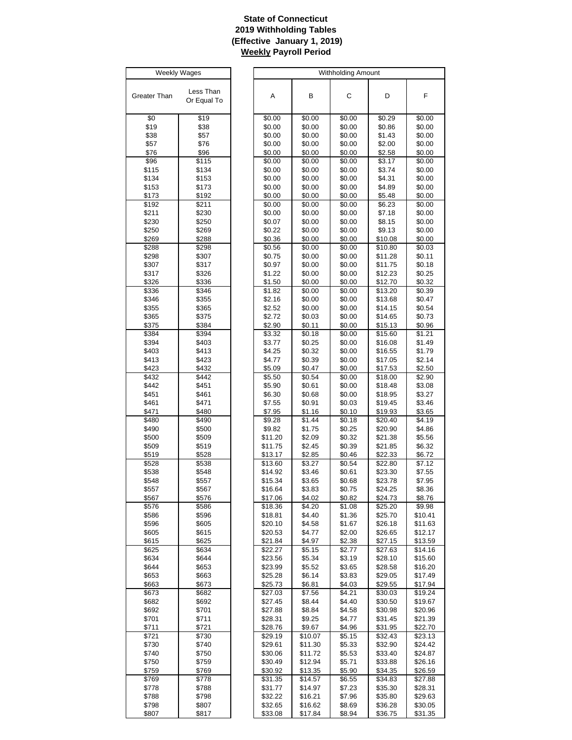**State of Connecticut**
**2019 Withholding Tables**
**(Effective January 1, 2019)**
**Weekly Payroll Period**

| Weekly Wages | | Withholding Amount | | | | |
|---|---|---|---|---|---|---|
| Greater Than | Less Than Or Equal To | A | B | C | D | F |
| $0 | $19 | $0.00 | $0.00 | $0.00 | $0.29 | $0.00 |
| $19 | $38 | $0.00 | $0.00 | $0.00 | $0.86 | $0.00 |
| $38 | $57 | $0.00 | $0.00 | $0.00 | $1.43 | $0.00 |
| $57 | $76 | $0.00 | $0.00 | $0.00 | $2.00 | $0.00 |
| $76 | $96 | $0.00 | $0.00 | $0.00 | $2.58 | $0.00 |
| $96 | $115 | $0.00 | $0.00 | $0.00 | $3.17 | $0.00 |
| $115 | $134 | $0.00 | $0.00 | $0.00 | $3.74 | $0.00 |
| $134 | $153 | $0.00 | $0.00 | $0.00 | $4.31 | $0.00 |
| $153 | $173 | $0.00 | $0.00 | $0.00 | $4.89 | $0.00 |
| $173 | $192 | $0.00 | $0.00 | $0.00 | $5.48 | $0.00 |
| $192 | $211 | $0.00 | $0.00 | $0.00 | $6.23 | $0.00 |
| $211 | $230 | $0.00 | $0.00 | $0.00 | $7.18 | $0.00 |
| $230 | $250 | $0.07 | $0.00 | $0.00 | $8.15 | $0.00 |
| $250 | $269 | $0.22 | $0.00 | $0.00 | $9.13 | $0.00 |
| $269 | $288 | $0.36 | $0.00 | $0.00 | $10.08 | $0.00 |
| $288 | $298 | $0.56 | $0.00 | $0.00 | $10.80 | $0.03 |
| $298 | $307 | $0.75 | $0.00 | $0.00 | $11.28 | $0.11 |
| $307 | $317 | $0.97 | $0.00 | $0.00 | $11.75 | $0.18 |
| $317 | $326 | $1.22 | $0.00 | $0.00 | $12.23 | $0.25 |
| $326 | $336 | $1.50 | $0.00 | $0.00 | $12.70 | $0.32 |
| $336 | $346 | $1.82 | $0.00 | $0.00 | $13.20 | $0.39 |
| $346 | $355 | $2.16 | $0.00 | $0.00 | $13.68 | $0.47 |
| $355 | $365 | $2.52 | $0.00 | $0.00 | $14.15 | $0.54 |
| $365 | $375 | $2.72 | $0.03 | $0.00 | $14.65 | $0.73 |
| $375 | $384 | $2.90 | $0.11 | $0.00 | $15.13 | $0.96 |
| $384 | $394 | $3.32 | $0.18 | $0.00 | $15.60 | $1.21 |
| $394 | $403 | $3.77 | $0.25 | $0.00 | $16.08 | $1.49 |
| $403 | $413 | $4.25 | $0.32 | $0.00 | $16.55 | $1.79 |
| $413 | $423 | $4.77 | $0.39 | $0.00 | $17.05 | $2.14 |
| $423 | $432 | $5.09 | $0.47 | $0.00 | $17.53 | $2.50 |
| $432 | $442 | $5.50 | $0.54 | $0.00 | $18.00 | $2.90 |
| $442 | $451 | $5.90 | $0.61 | $0.00 | $18.48 | $3.08 |
| $451 | $461 | $6.30 | $0.68 | $0.00 | $18.95 | $3.27 |
| $461 | $471 | $7.55 | $0.91 | $0.03 | $19.45 | $3.46 |
| $471 | $480 | $7.95 | $1.16 | $0.10 | $19.93 | $3.65 |
| $480 | $490 | $9.28 | $1.44 | $0.18 | $20.40 | $4.19 |
| $490 | $500 | $9.82 | $1.75 | $0.25 | $20.90 | $4.86 |
| $500 | $509 | $11.20 | $2.09 | $0.32 | $21.38 | $5.56 |
| $509 | $519 | $11.75 | $2.45 | $0.39 | $21.85 | $6.32 |
| $519 | $528 | $13.17 | $2.85 | $0.46 | $22.33 | $6.72 |
| $528 | $538 | $13.60 | $3.27 | $0.54 | $22.80 | $7.12 |
| $538 | $548 | $14.92 | $3.46 | $0.61 | $23.30 | $7.55 |
| $548 | $557 | $15.34 | $3.65 | $0.68 | $23.78 | $7.95 |
| $557 | $567 | $16.64 | $3.83 | $0.75 | $24.25 | $8.36 |
| $567 | $576 | $17.06 | $4.02 | $0.82 | $24.73 | $8.76 |
| $576 | $586 | $18.36 | $4.20 | $1.08 | $25.20 | $9.98 |
| $586 | $596 | $18.81 | $4.40 | $1.36 | $25.70 | $10.41 |
| $596 | $605 | $20.10 | $4.58 | $1.67 | $26.18 | $11.63 |
| $605 | $615 | $20.53 | $4.77 | $2.00 | $26.65 | $12.17 |
| $615 | $625 | $21.84 | $4.97 | $2.38 | $27.15 | $13.59 |
| $625 | $634 | $22.27 | $5.15 | $2.77 | $27.63 | $14.16 |
| $634 | $644 | $23.56 | $5.34 | $3.19 | $28.10 | $15.60 |
| $644 | $653 | $23.99 | $5.52 | $3.65 | $28.58 | $16.20 |
| $653 | $663 | $25.28 | $6.14 | $3.83 | $29.05 | $17.49 |
| $663 | $673 | $25.73 | $6.81 | $4.03 | $29.55 | $17.94 |
| $673 | $682 | $27.03 | $7.56 | $4.21 | $30.03 | $19.24 |
| $682 | $692 | $27.45 | $8.44 | $4.40 | $30.50 | $19.67 |
| $692 | $701 | $27.88 | $8.84 | $4.58 | $30.98 | $20.96 |
| $701 | $711 | $28.31 | $9.25 | $4.77 | $31.45 | $21.39 |
| $711 | $721 | $28.76 | $9.67 | $4.96 | $31.95 | $22.70 |
| $721 | $730 | $29.19 | $10.07 | $5.15 | $32.43 | $23.13 |
| $730 | $740 | $29.61 | $11.30 | $5.33 | $32.90 | $24.42 |
| $740 | $750 | $30.06 | $11.72 | $5.53 | $33.40 | $24.87 |
| $750 | $759 | $30.49 | $12.94 | $5.71 | $33.88 | $26.16 |
| $759 | $769 | $30.92 | $13.35 | $5.90 | $34.35 | $26.59 |
| $769 | $778 | $31.35 | $14.57 | $6.55 | $34.83 | $27.88 |
| $778 | $788 | $31.77 | $14.97 | $7.23 | $35.30 | $28.31 |
| $788 | $798 | $32.22 | $16.21 | $7.96 | $35.80 | $29.63 |
| $798 | $807 | $32.65 | $16.62 | $8.69 | $36.28 | $30.05 |
| $807 | $817 | $33.08 | $17.84 | $8.94 | $36.75 | $31.35 |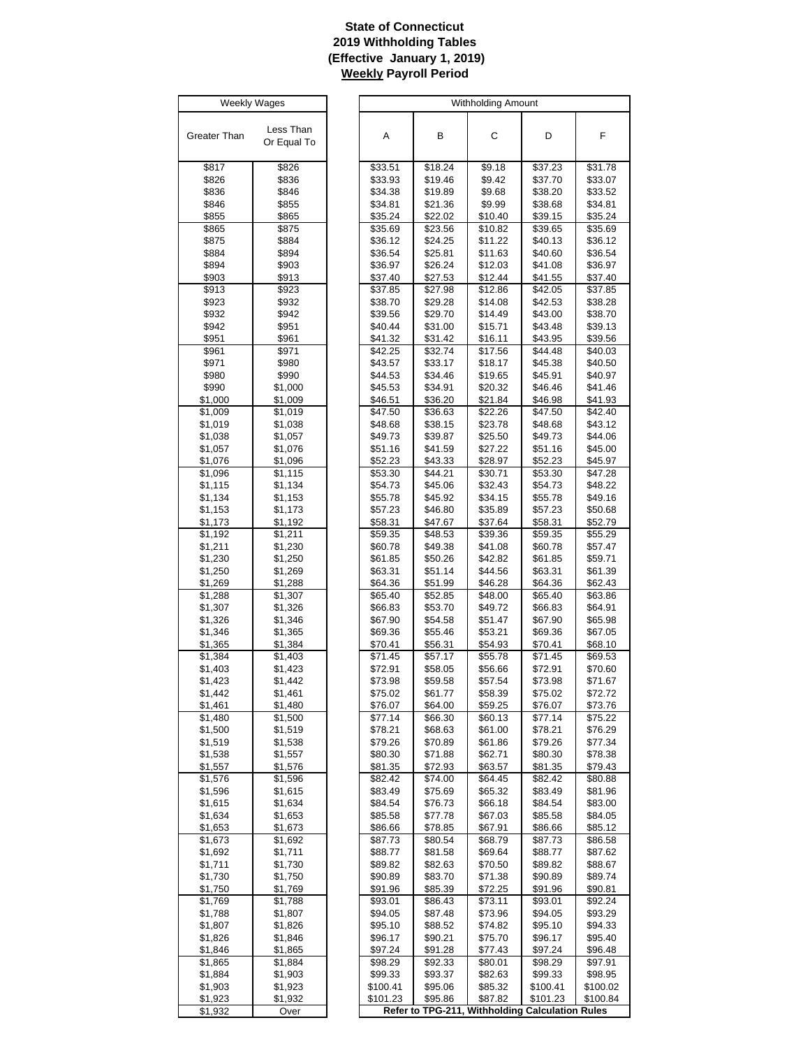**State of Connecticut**
**2019 Withholding Tables**
**(Effective January 1, 2019)**
**Weekly Payroll Period**

| Weekly Wages | | Withholding Amount | | | | |
|---|---|---|---|---|---|---|
| Greater Than | Less Than Or Equal To | A | B | C | D | F |
| $817 | $826 | $33.51 | $18.24 | $9.18 | $37.23 | $31.78 |
| $826 | $836 | $33.93 | $19.46 | $9.42 | $37.70 | $33.07 |
| $836 | $846 | $34.38 | $19.89 | $9.68 | $38.20 | $33.52 |
| $846 | $855 | $34.81 | $21.36 | $9.99 | $38.68 | $34.81 |
| $855 | $865 | $35.24 | $22.02 | $10.40 | $39.15 | $35.24 |
| $865 | $875 | $35.69 | $23.56 | $10.82 | $39.65 | $35.69 |
| $875 | $884 | $36.12 | $24.25 | $11.22 | $40.13 | $36.12 |
| $884 | $894 | $36.54 | $25.81 | $11.63 | $40.60 | $36.54 |
| $894 | $903 | $36.97 | $26.24 | $12.03 | $41.08 | $36.97 |
| $903 | $913 | $37.40 | $27.53 | $12.44 | $41.55 | $37.40 |
| $913 | $923 | $37.85 | $27.98 | $12.86 | $42.05 | $37.85 |
| $923 | $932 | $38.70 | $29.28 | $14.08 | $42.53 | $38.28 |
| $932 | $942 | $39.56 | $29.70 | $14.49 | $43.00 | $38.70 |
| $942 | $951 | $40.44 | $31.00 | $15.71 | $43.48 | $39.13 |
| $951 | $961 | $41.32 | $31.42 | $16.11 | $43.95 | $39.56 |
| $961 | $971 | $42.25 | $32.74 | $17.56 | $44.48 | $40.03 |
| $971 | $980 | $43.57 | $33.17 | $18.17 | $45.38 | $40.50 |
| $980 | $990 | $44.53 | $34.46 | $19.65 | $45.91 | $40.97 |
| $990 | $1,000 | $45.53 | $34.91 | $20.32 | $46.46 | $41.46 |
| $1,000 | $1,009 | $46.51 | $36.20 | $21.84 | $46.98 | $41.93 |
| $1,009 | $1,019 | $47.50 | $36.63 | $22.26 | $47.50 | $42.40 |
| $1,019 | $1,038 | $48.68 | $38.15 | $23.78 | $48.68 | $43.12 |
| $1,038 | $1,057 | $49.73 | $39.87 | $25.50 | $49.73 | $44.06 |
| $1,057 | $1,076 | $51.16 | $41.59 | $27.22 | $51.16 | $45.00 |
| $1,076 | $1,096 | $52.23 | $43.33 | $28.97 | $52.23 | $45.97 |
| $1,096 | $1,115 | $53.30 | $44.21 | $30.71 | $53.30 | $47.28 |
| $1,115 | $1,134 | $54.73 | $45.06 | $32.43 | $54.73 | $48.22 |
| $1,134 | $1,153 | $55.78 | $45.92 | $34.15 | $55.78 | $49.16 |
| $1,153 | $1,173 | $57.23 | $46.80 | $35.89 | $57.23 | $50.68 |
| $1,173 | $1,192 | $58.31 | $47.67 | $37.64 | $58.31 | $52.79 |
| $1,192 | $1,211 | $59.35 | $48.53 | $39.36 | $59.35 | $55.29 |
| $1,211 | $1,230 | $60.78 | $49.38 | $41.08 | $60.78 | $57.47 |
| $1,230 | $1,250 | $61.85 | $50.26 | $42.82 | $61.85 | $59.71 |
| $1,250 | $1,269 | $63.31 | $51.14 | $44.56 | $63.31 | $61.39 |
| $1,269 | $1,288 | $64.36 | $51.99 | $46.28 | $64.36 | $62.43 |
| $1,288 | $1,307 | $65.40 | $52.85 | $48.00 | $65.40 | $63.86 |
| $1,307 | $1,326 | $66.83 | $53.70 | $49.72 | $66.83 | $64.91 |
| $1,326 | $1,346 | $67.90 | $54.58 | $51.47 | $67.90 | $65.98 |
| $1,346 | $1,365 | $69.36 | $55.46 | $53.21 | $69.36 | $67.05 |
| $1,365 | $1,384 | $70.41 | $56.31 | $54.93 | $70.41 | $68.10 |
| $1,384 | $1,403 | $71.45 | $57.17 | $55.78 | $71.45 | $69.53 |
| $1,403 | $1,423 | $72.91 | $58.05 | $56.66 | $72.91 | $70.60 |
| $1,423 | $1,442 | $73.98 | $59.58 | $57.54 | $73.98 | $71.67 |
| $1,442 | $1,461 | $75.02 | $61.77 | $58.39 | $75.02 | $72.72 |
| $1,461 | $1,480 | $76.07 | $64.00 | $59.25 | $76.07 | $73.76 |
| $1,480 | $1,500 | $77.14 | $66.30 | $60.13 | $77.14 | $75.22 |
| $1,500 | $1,519 | $78.21 | $68.63 | $61.00 | $78.21 | $76.29 |
| $1,519 | $1,538 | $79.26 | $70.89 | $61.86 | $79.26 | $77.34 |
| $1,538 | $1,557 | $80.30 | $71.88 | $62.71 | $80.30 | $78.38 |
| $1,557 | $1,576 | $81.35 | $72.93 | $63.57 | $81.35 | $79.43 |
| $1,576 | $1,596 | $82.42 | $74.00 | $64.45 | $82.42 | $80.88 |
| $1,596 | $1,615 | $83.49 | $75.69 | $65.32 | $83.49 | $81.96 |
| $1,615 | $1,634 | $84.54 | $76.73 | $66.18 | $84.54 | $83.00 |
| $1,634 | $1,653 | $85.58 | $77.78 | $67.03 | $85.58 | $84.05 |
| $1,653 | $1,673 | $86.66 | $78.85 | $67.91 | $86.66 | $85.12 |
| $1,673 | $1,692 | $87.73 | $80.54 | $68.79 | $87.73 | $86.58 |
| $1,692 | $1,711 | $88.77 | $81.58 | $69.64 | $88.77 | $87.62 |
| $1,711 | $1,730 | $89.82 | $82.63 | $70.50 | $89.82 | $88.67 |
| $1,730 | $1,750 | $90.89 | $83.70 | $71.38 | $90.89 | $89.74 |
| $1,750 | $1,769 | $91.96 | $85.39 | $72.25 | $91.96 | $90.81 |
| $1,769 | $1,788 | $93.01 | $86.43 | $73.11 | $93.01 | $92.24 |
| $1,788 | $1,807 | $94.05 | $87.48 | $73.96 | $94.05 | $93.29 |
| $1,807 | $1,826 | $95.10 | $88.52 | $74.82 | $95.10 | $94.33 |
| $1,826 | $1,846 | $96.17 | $90.21 | $75.70 | $96.17 | $95.40 |
| $1,846 | $1,865 | $97.24 | $91.28 | $77.43 | $97.24 | $96.48 |
| $1,865 | $1,884 | $98.29 | $92.33 | $80.01 | $98.29 | $97.91 |
| $1,884 | $1,903 | $99.33 | $93.37 | $82.63 | $99.33 | $98.95 |
| $1,903 | $1,923 | $100.41 | $95.06 | $85.32 | $100.41 | $100.02 |
| $1,923 | $1,932 | $101.23 | $95.86 | $87.82 | $101.23 | $100.84 |
| $1,932 | Over | **Refer to TPG-211, Withholding Calculation Rules** | | | | |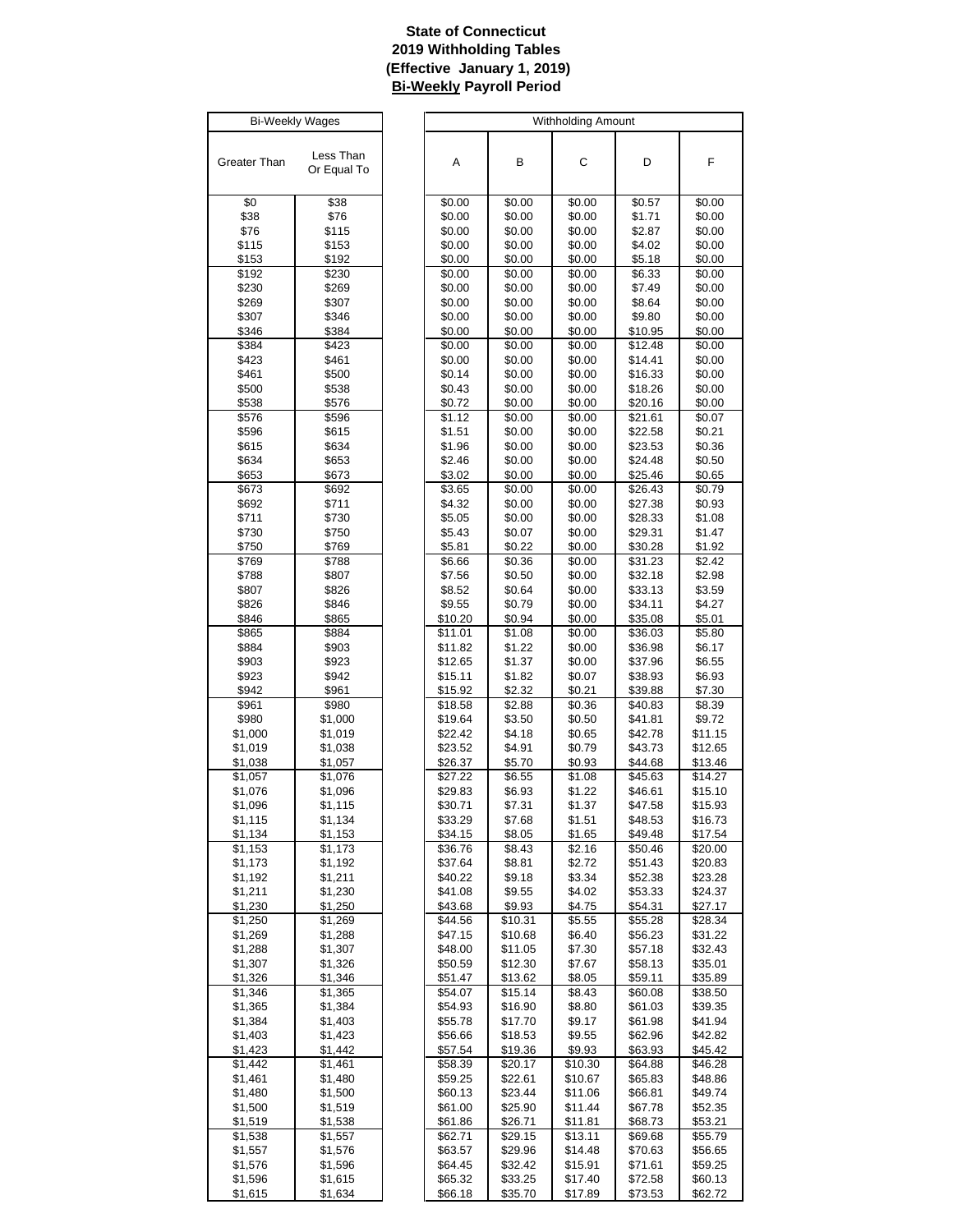**State of Connecticut**
**2019 Withholding Tables**
**(Effective January 1, 2019)**
**Bi-Weekly Payroll Period**

| Bi-Weekly Wages | | Withholding Amount | | | | |
|---|---|---|---|---|---|---|
| Greater Than | Less Than Or Equal To | A | B | C | D | F |
| $0 | $38 | $0.00 | $0.00 | $0.00 | $0.57 | $0.00 |
| $38 | $76 | $0.00 | $0.00 | $0.00 | $1.71 | $0.00 |
| $76 | $115 | $0.00 | $0.00 | $0.00 | $2.87 | $0.00 |
| $115 | $153 | $0.00 | $0.00 | $0.00 | $4.02 | $0.00 |
| $153 | $192 | $0.00 | $0.00 | $0.00 | $5.18 | $0.00 |
| $192 | $230 | $0.00 | $0.00 | $0.00 | $6.33 | $0.00 |
| $230 | $269 | $0.00 | $0.00 | $0.00 | $7.49 | $0.00 |
| $269 | $307 | $0.00 | $0.00 | $0.00 | $8.64 | $0.00 |
| $307 | $346 | $0.00 | $0.00 | $0.00 | $9.80 | $0.00 |
| $346 | $384 | $0.00 | $0.00 | $0.00 | $10.95 | $0.00 |
| $384 | $423 | $0.00 | $0.00 | $0.00 | $12.48 | $0.00 |
| $423 | $461 | $0.00 | $0.00 | $0.00 | $14.41 | $0.00 |
| $461 | $500 | $0.14 | $0.00 | $0.00 | $16.33 | $0.00 |
| $500 | $538 | $0.43 | $0.00 | $0.00 | $18.26 | $0.00 |
| $538 | $576 | $0.72 | $0.00 | $0.00 | $20.16 | $0.00 |
| $576 | $596 | $1.12 | $0.00 | $0.00 | $21.61 | $0.07 |
| $596 | $615 | $1.51 | $0.00 | $0.00 | $22.58 | $0.21 |
| $615 | $634 | $1.96 | $0.00 | $0.00 | $23.53 | $0.36 |
| $634 | $653 | $2.46 | $0.00 | $0.00 | $24.48 | $0.50 |
| $653 | $673 | $3.02 | $0.00 | $0.00 | $25.46 | $0.65 |
| $673 | $692 | $3.65 | $0.00 | $0.00 | $26.43 | $0.79 |
| $692 | $711 | $4.32 | $0.00 | $0.00 | $27.38 | $0.93 |
| $711 | $730 | $5.05 | $0.00 | $0.00 | $28.33 | $1.08 |
| $730 | $750 | $5.43 | $0.07 | $0.00 | $29.31 | $1.47 |
| $750 | $769 | $5.81 | $0.22 | $0.00 | $30.28 | $1.92 |
| $769 | $788 | $6.66 | $0.36 | $0.00 | $31.23 | $2.42 |
| $788 | $807 | $7.56 | $0.50 | $0.00 | $32.18 | $2.98 |
| $807 | $826 | $8.52 | $0.64 | $0.00 | $33.13 | $3.59 |
| $826 | $846 | $9.55 | $0.79 | $0.00 | $34.11 | $4.27 |
| $846 | $865 | $10.20 | $0.94 | $0.00 | $35.08 | $5.01 |
| $865 | $884 | $11.01 | $1.08 | $0.00 | $36.03 | $5.80 |
| $884 | $903 | $11.82 | $1.22 | $0.00 | $36.98 | $6.17 |
| $903 | $923 | $12.65 | $1.37 | $0.00 | $37.96 | $6.55 |
| $923 | $942 | $15.11 | $1.82 | $0.07 | $38.93 | $6.93 |
| $942 | $961 | $15.92 | $2.32 | $0.21 | $39.88 | $7.30 |
| $961 | $980 | $18.58 | $2.88 | $0.36 | $40.83 | $8.39 |
| $980 | $1,000 | $19.64 | $3.50 | $0.50 | $41.81 | $9.72 |
| $1,000 | $1,019 | $22.42 | $4.18 | $0.65 | $42.78 | $11.15 |
| $1,019 | $1,038 | $23.52 | $4.91 | $0.79 | $43.73 | $12.65 |
| $1,038 | $1,057 | $26.37 | $5.70 | $0.93 | $44.68 | $13.46 |
| $1,057 | $1,076 | $27.22 | $6.55 | $1.08 | $45.63 | $14.27 |
| $1,076 | $1,096 | $29.83 | $6.93 | $1.22 | $46.61 | $15.10 |
| $1,096 | $1,115 | $30.71 | $7.31 | $1.37 | $47.58 | $15.93 |
| $1,115 | $1,134 | $33.29 | $7.68 | $1.51 | $48.53 | $16.73 |
| $1,134 | $1,153 | $34.15 | $8.05 | $1.65 | $49.48 | $17.54 |
| $1,153 | $1,173 | $36.76 | $8.43 | $2.16 | $50.46 | $20.00 |
| $1,173 | $1,192 | $37.64 | $8.81 | $2.72 | $51.43 | $20.83 |
| $1,192 | $1,211 | $40.22 | $9.18 | $3.34 | $52.38 | $23.28 |
| $1,211 | $1,230 | $41.08 | $9.55 | $4.02 | $53.33 | $24.37 |
| $1,230 | $1,250 | $43.68 | $9.93 | $4.75 | $54.31 | $27.17 |
| $1,250 | $1,269 | $44.56 | $10.31 | $5.55 | $55.28 | $28.34 |
| $1,269 | $1,288 | $47.15 | $10.68 | $6.40 | $56.23 | $31.22 |
| $1,288 | $1,307 | $48.00 | $11.05 | $7.30 | $57.18 | $32.43 |
| $1,307 | $1,326 | $50.59 | $12.30 | $7.67 | $58.13 | $35.01 |
| $1,326 | $1,346 | $51.47 | $13.62 | $8.05 | $59.11 | $35.89 |
| $1,346 | $1,365 | $54.07 | $15.14 | $8.43 | $60.08 | $38.50 |
| $1,365 | $1,384 | $54.93 | $16.90 | $8.80 | $61.03 | $39.35 |
| $1,384 | $1,403 | $55.78 | $17.70 | $9.17 | $61.98 | $41.94 |
| $1,403 | $1,423 | $56.66 | $18.53 | $9.55 | $62.96 | $42.82 |
| $1,423 | $1,442 | $57.54 | $19.36 | $9.93 | $63.93 | $45.42 |
| $1,442 | $1,461 | $58.39 | $20.17 | $10.30 | $64.88 | $46.28 |
| $1,461 | $1,480 | $59.25 | $22.61 | $10.67 | $65.83 | $48.86 |
| $1,480 | $1,500 | $60.13 | $23.44 | $11.06 | $66.81 | $49.74 |
| $1,500 | $1,519 | $61.00 | $25.90 | $11.44 | $67.78 | $52.35 |
| $1,519 | $1,538 | $61.86 | $26.71 | $11.81 | $68.73 | $53.21 |
| $1,538 | $1,557 | $62.71 | $29.15 | $13.11 | $69.68 | $55.79 |
| $1,557 | $1,576 | $63.57 | $29.96 | $14.48 | $70.63 | $56.65 |
| $1,576 | $1,596 | $64.45 | $32.42 | $15.91 | $71.61 | $59.25 |
| $1,596 | $1,615 | $65.32 | $33.25 | $17.40 | $72.58 | $60.13 |
| $1,615 | $1,634 | $66.18 | $35.70 | $17.89 | $73.53 | $62.72 |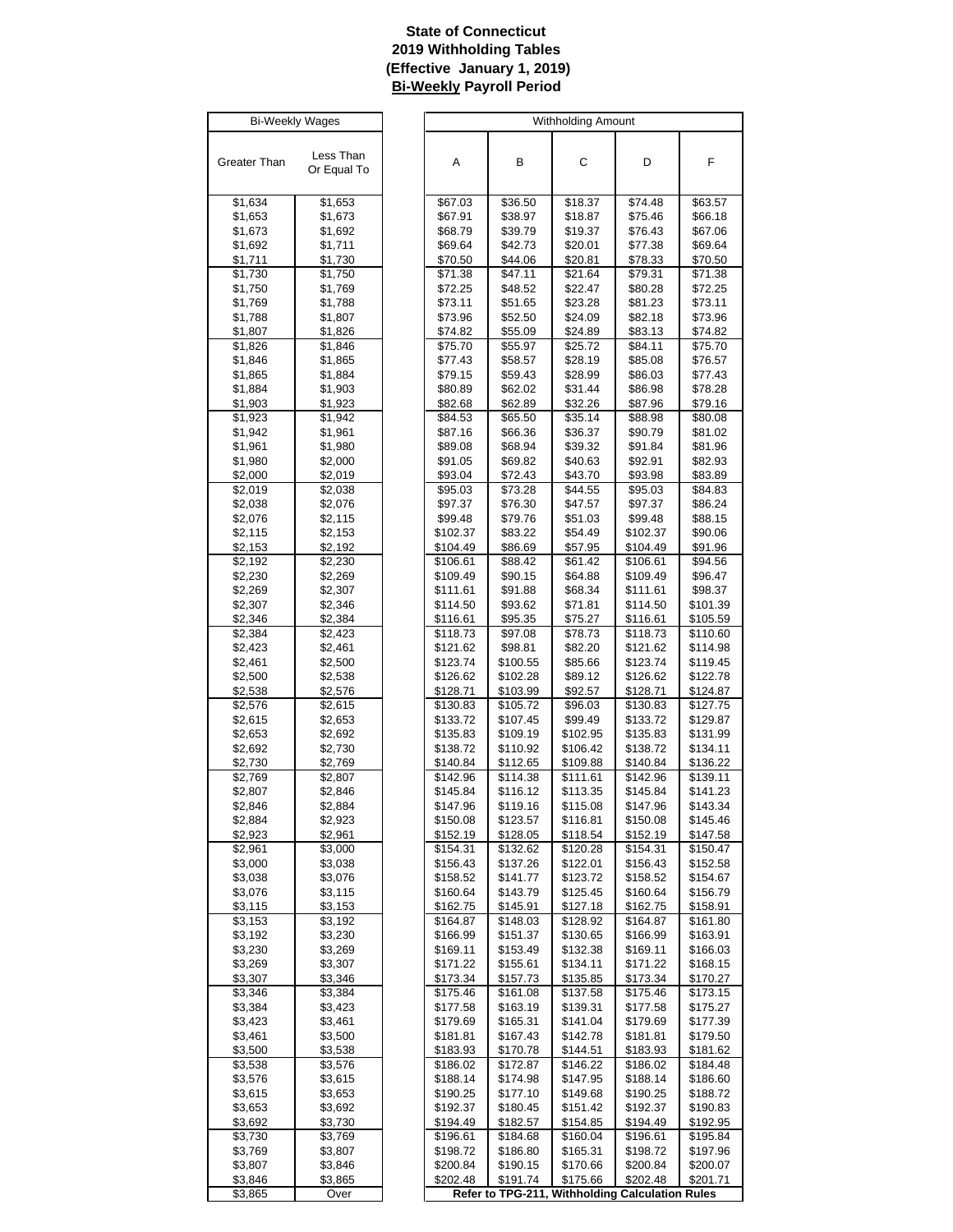**State of Connecticut**
**2019 Withholding Tables**
**(Effective January 1, 2019)**
**Bi-Weekly Payroll Period**

| Bi-Weekly Wages | | Withholding Amount | | | | |
|---|---|---|---|---|---|---|
| Greater Than | Less Than Or Equal To | A | B | C | D | F |
| $1,634 | $1,653 | $67.03 | $36.50 | $18.37 | $74.48 | $63.57 |
| $1,653 | $1,673 | $67.91 | $38.97 | $18.87 | $75.46 | $66.18 |
| $1,673 | $1,692 | $68.79 | $39.79 | $19.37 | $76.43 | $67.06 |
| $1,692 | $1,711 | $69.64 | $42.73 | $20.01 | $77.38 | $69.64 |
| $1,711 | $1,730 | $70.50 | $44.06 | $20.81 | $78.33 | $70.50 |
| $1,730 | $1,750 | $71.38 | $47.11 | $21.64 | $79.31 | $71.38 |
| $1,750 | $1,769 | $72.25 | $48.52 | $22.47 | $80.28 | $72.25 |
| $1,769 | $1,788 | $73.11 | $51.65 | $23.28 | $81.23 | $73.11 |
| $1,788 | $1,807 | $73.96 | $52.50 | $24.09 | $82.18 | $73.96 |
| $1,807 | $1,826 | $74.82 | $55.09 | $24.89 | $83.13 | $74.82 |
| $1,826 | $1,846 | $75.70 | $55.97 | $25.72 | $84.11 | $75.70 |
| $1,846 | $1,865 | $77.43 | $58.57 | $28.19 | $85.08 | $76.57 |
| $1,865 | $1,884 | $79.15 | $59.43 | $28.99 | $86.03 | $77.43 |
| $1,884 | $1,903 | $80.89 | $62.02 | $31.44 | $86.98 | $78.28 |
| $1,903 | $1,923 | $82.68 | $62.89 | $32.26 | $87.96 | $79.16 |
| $1,923 | $1,942 | $84.53 | $65.50 | $35.14 | $88.98 | $80.08 |
| $1,942 | $1,961 | $87.16 | $66.36 | $36.37 | $90.79 | $81.02 |
| $1,961 | $1,980 | $89.08 | $68.94 | $39.32 | $91.84 | $81.96 |
| $1,980 | $2,000 | $91.05 | $69.82 | $40.63 | $92.91 | $82.93 |
| $2,000 | $2,019 | $93.04 | $72.43 | $43.70 | $93.98 | $83.89 |
| $2,019 | $2,038 | $95.03 | $73.28 | $44.55 | $95.03 | $84.83 |
| $2,038 | $2,076 | $97.37 | $76.30 | $47.57 | $97.37 | $86.24 |
| $2,076 | $2,115 | $99.48 | $79.76 | $51.03 | $99.48 | $88.15 |
| $2,115 | $2,153 | $102.37 | $83.22 | $54.49 | $102.37 | $90.06 |
| $2,153 | $2,192 | $104.49 | $86.69 | $57.95 | $104.49 | $91.96 |
| $2,192 | $2,230 | $106.61 | $88.42 | $61.42 | $106.61 | $94.56 |
| $2,230 | $2,269 | $109.49 | $90.15 | $64.88 | $109.49 | $96.47 |
| $2,269 | $2,307 | $111.61 | $91.88 | $68.34 | $111.61 | $98.37 |
| $2,307 | $2,346 | $114.50 | $93.62 | $71.81 | $114.50 | $101.39 |
| $2,346 | $2,384 | $116.61 | $95.35 | $75.27 | $116.61 | $105.59 |
| $2,384 | $2,423 | $118.73 | $97.08 | $78.73 | $118.73 | $110.60 |
| $2,423 | $2,461 | $121.62 | $98.81 | $82.20 | $121.62 | $114.98 |
| $2,461 | $2,500 | $123.74 | $100.55 | $85.66 | $123.74 | $119.45 |
| $2,500 | $2,538 | $126.62 | $102.28 | $89.12 | $126.62 | $122.78 |
| $2,538 | $2,576 | $128.71 | $103.99 | $92.57 | $128.71 | $124.87 |
| $2,576 | $2,615 | $130.83 | $105.72 | $96.03 | $130.83 | $127.75 |
| $2,615 | $2,653 | $133.72 | $107.45 | $99.49 | $133.72 | $129.87 |
| $2,653 | $2,692 | $135.83 | $109.19 | $102.95 | $135.83 | $131.99 |
| $2,692 | $2,730 | $138.72 | $110.92 | $106.42 | $138.72 | $134.11 |
| $2,730 | $2,769 | $140.84 | $112.65 | $109.88 | $140.84 | $136.22 |
| $2,769 | $2,807 | $142.96 | $114.38 | $111.61 | $142.96 | $139.11 |
| $2,807 | $2,846 | $145.84 | $116.12 | $113.35 | $145.84 | $141.23 |
| $2,846 | $2,884 | $147.96 | $119.16 | $115.08 | $147.96 | $143.34 |
| $2,884 | $2,923 | $150.08 | $123.57 | $116.81 | $150.08 | $145.46 |
| $2,923 | $2,961 | $152.19 | $128.05 | $118.54 | $152.19 | $147.58 |
| $2,961 | $3,000 | $154.31 | $132.62 | $120.28 | $154.31 | $150.47 |
| $3,000 | $3,038 | $156.43 | $137.26 | $122.01 | $156.43 | $152.58 |
| $3,038 | $3,076 | $158.52 | $141.77 | $123.72 | $158.52 | $154.67 |
| $3,076 | $3,115 | $160.64 | $143.79 | $125.45 | $160.64 | $156.79 |
| $3,115 | $3,153 | $162.75 | $145.91 | $127.18 | $162.75 | $158.91 |
| $3,153 | $3,192 | $164.87 | $148.03 | $128.92 | $164.87 | $161.80 |
| $3,192 | $3,230 | $166.99 | $151.37 | $130.65 | $166.99 | $163.91 |
| $3,230 | $3,269 | $169.11 | $153.49 | $132.38 | $169.11 | $166.03 |
| $3,269 | $3,307 | $171.22 | $155.61 | $134.11 | $171.22 | $168.15 |
| $3,307 | $3,346 | $173.34 | $157.73 | $135.85 | $173.34 | $170.27 |
| $3,346 | $3,384 | $175.46 | $161.08 | $137.58 | $175.46 | $173.15 |
| $3,384 | $3,423 | $177.58 | $163.19 | $139.31 | $177.58 | $175.27 |
| $3,423 | $3,461 | $179.69 | $165.31 | $141.04 | $179.69 | $177.39 |
| $3,461 | $3,500 | $181.81 | $167.43 | $142.78 | $181.81 | $179.50 |
| $3,500 | $3,538 | $183.93 | $170.78 | $144.51 | $183.93 | $181.62 |
| $3,538 | $3,576 | $186.02 | $172.87 | $146.22 | $186.02 | $184.48 |
| $3,576 | $3,615 | $188.14 | $174.98 | $147.95 | $188.14 | $186.60 |
| $3,615 | $3,653 | $190.25 | $177.10 | $149.68 | $190.25 | $188.72 |
| $3,653 | $3,692 | $192.37 | $180.45 | $151.42 | $192.37 | $190.83 |
| $3,692 | $3,730 | $194.49 | $182.57 | $154.85 | $194.49 | $192.95 |
| $3,730 | $3,769 | $196.61 | $184.68 | $160.04 | $196.61 | $195.84 |
| $3,769 | $3,807 | $198.72 | $186.80 | $165.31 | $198.72 | $197.96 |
| $3,807 | $3,846 | $200.84 | $190.15 | $170.66 | $200.84 | $200.07 |
| $3,846 | $3,865 | $202.48 | $191.74 | $175.66 | $202.48 | $201.71 |
| $3,865 | Over | **Refer to TPG-211, Withholding Calculation Rules** | | | | |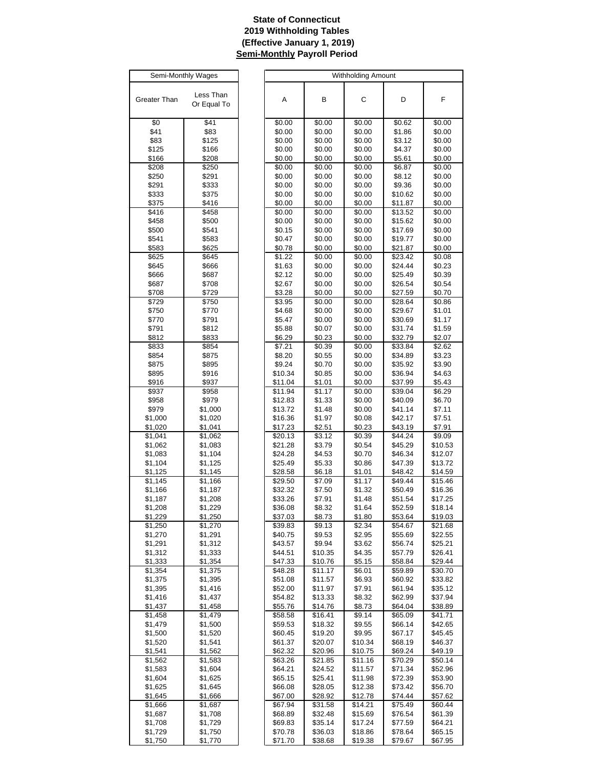**State of Connecticut**
**2019 Withholding Tables**
**(Effective January 1, 2019)**
**Semi-Monthly Payroll Period**

| Semi-Monthly Wages | | Withholding Amount | | | | |
|---|---|---|---|---|---|---|
| Greater Than | Less Than Or Equal To | A | B | C | D | F |
| $0 | $41 | $0.00 | $0.00 | $0.00 | $0.62 | $0.00 |
| $41 | $83 | $0.00 | $0.00 | $0.00 | $1.86 | $0.00 |
| $83 | $125 | $0.00 | $0.00 | $0.00 | $3.12 | $0.00 |
| $125 | $166 | $0.00 | $0.00 | $0.00 | $4.37 | $0.00 |
| $166 | $208 | $0.00 | $0.00 | $0.00 | $5.61 | $0.00 |
| $208 | $250 | $0.00 | $0.00 | $0.00 | $6.87 | $0.00 |
| $250 | $291 | $0.00 | $0.00 | $0.00 | $8.12 | $0.00 |
| $291 | $333 | $0.00 | $0.00 | $0.00 | $9.36 | $0.00 |
| $333 | $375 | $0.00 | $0.00 | $0.00 | $10.62 | $0.00 |
| $375 | $416 | $0.00 | $0.00 | $0.00 | $11.87 | $0.00 |
| $416 | $458 | $0.00 | $0.00 | $0.00 | $13.52 | $0.00 |
| $458 | $500 | $0.00 | $0.00 | $0.00 | $15.62 | $0.00 |
| $500 | $541 | $0.15 | $0.00 | $0.00 | $17.69 | $0.00 |
| $541 | $583 | $0.47 | $0.00 | $0.00 | $19.77 | $0.00 |
| $583 | $625 | $0.78 | $0.00 | $0.00 | $21.87 | $0.00 |
| $625 | $645 | $1.22 | $0.00 | $0.00 | $23.42 | $0.08 |
| $645 | $666 | $1.63 | $0.00 | $0.00 | $24.44 | $0.23 |
| $666 | $687 | $2.12 | $0.00 | $0.00 | $25.49 | $0.39 |
| $687 | $708 | $2.67 | $0.00 | $0.00 | $26.54 | $0.54 |
| $708 | $729 | $3.28 | $0.00 | $0.00 | $27.59 | $0.70 |
| $729 | $750 | $3.95 | $0.00 | $0.00 | $28.64 | $0.86 |
| $750 | $770 | $4.68 | $0.00 | $0.00 | $29.67 | $1.01 |
| $770 | $791 | $5.47 | $0.00 | $0.00 | $30.69 | $1.17 |
| $791 | $812 | $5.88 | $0.07 | $0.00 | $31.74 | $1.59 |
| $812 | $833 | $6.29 | $0.23 | $0.00 | $32.79 | $2.07 |
| $833 | $854 | $7.21 | $0.39 | $0.00 | $33.84 | $2.62 |
| $854 | $875 | $8.20 | $0.55 | $0.00 | $34.89 | $3.23 |
| $875 | $895 | $9.24 | $0.70 | $0.00 | $35.92 | $3.90 |
| $895 | $916 | $10.34 | $0.85 | $0.00 | $36.94 | $4.63 |
| $916 | $937 | $11.04 | $1.01 | $0.00 | $37.99 | $5.43 |
| $937 | $958 | $11.94 | $1.17 | $0.00 | $39.04 | $6.29 |
| $958 | $979 | $12.83 | $1.33 | $0.00 | $40.09 | $6.70 |
| $979 | $1,000 | $13.72 | $1.48 | $0.00 | $41.14 | $7.11 |
| $1,000 | $1,020 | $16.36 | $1.97 | $0.08 | $42.17 | $7.51 |
| $1,020 | $1,041 | $17.23 | $2.51 | $0.23 | $43.19 | $7.91 |
| $1,041 | $1,062 | $20.13 | $3.12 | $0.39 | $44.24 | $9.09 |
| $1,062 | $1,083 | $21.28 | $3.79 | $0.54 | $45.29 | $10.53 |
| $1,083 | $1,104 | $24.28 | $4.53 | $0.70 | $46.34 | $12.07 |
| $1,104 | $1,125 | $25.49 | $5.33 | $0.86 | $47.39 | $13.72 |
| $1,125 | $1,145 | $28.58 | $6.18 | $1.01 | $48.42 | $14.59 |
| $1,145 | $1,166 | $29.50 | $7.09 | $1.17 | $49.44 | $15.46 |
| $1,166 | $1,187 | $32.32 | $7.50 | $1.32 | $50.49 | $16.36 |
| $1,187 | $1,208 | $33.26 | $7.91 | $1.48 | $51.54 | $17.25 |
| $1,208 | $1,229 | $36.08 | $8.32 | $1.64 | $52.59 | $18.14 |
| $1,229 | $1,250 | $37.03 | $8.73 | $1.80 | $53.64 | $19.03 |
| $1,250 | $1,270 | $39.83 | $9.13 | $2.34 | $54.67 | $21.68 |
| $1,270 | $1,291 | $40.75 | $9.53 | $2.95 | $55.69 | $22.55 |
| $1,291 | $1,312 | $43.57 | $9.94 | $3.62 | $56.74 | $25.21 |
| $1,312 | $1,333 | $44.51 | $10.35 | $4.35 | $57.79 | $26.41 |
| $1,333 | $1,354 | $47.33 | $10.76 | $5.15 | $58.84 | $29.44 |
| $1,354 | $1,375 | $48.28 | $11.17 | $6.01 | $59.89 | $30.70 |
| $1,375 | $1,395 | $51.08 | $11.57 | $6.93 | $60.92 | $33.82 |
| $1,395 | $1,416 | $52.00 | $11.97 | $7.91 | $61.94 | $35.12 |
| $1,416 | $1,437 | $54.82 | $13.33 | $8.32 | $62.99 | $37.94 |
| $1,437 | $1,458 | $55.76 | $14.76 | $8.73 | $64.04 | $38.89 |
| $1,458 | $1,479 | $58.58 | $16.41 | $9.14 | $65.09 | $41.71 |
| $1,479 | $1,500 | $59.53 | $18.32 | $9.55 | $66.14 | $42.65 |
| $1,500 | $1,520 | $60.45 | $19.20 | $9.95 | $67.17 | $45.45 |
| $1,520 | $1,541 | $61.37 | $20.07 | $10.34 | $68.19 | $46.37 |
| $1,541 | $1,562 | $62.32 | $20.96 | $10.75 | $69.24 | $49.19 |
| $1,562 | $1,583 | $63.26 | $21.85 | $11.16 | $70.29 | $50.14 |
| $1,583 | $1,604 | $64.21 | $24.52 | $11.57 | $71.34 | $52.96 |
| $1,604 | $1,625 | $65.15 | $25.41 | $11.98 | $72.39 | $53.90 |
| $1,625 | $1,645 | $66.08 | $28.05 | $12.38 | $73.42 | $56.70 |
| $1,645 | $1,666 | $67.00 | $28.92 | $12.78 | $74.44 | $57.62 |
| $1,666 | $1,687 | $67.94 | $31.58 | $14.21 | $75.49 | $60.44 |
| $1,687 | $1,708 | $68.89 | $32.48 | $15.69 | $76.54 | $61.39 |
| $1,708 | $1,729 | $69.83 | $35.14 | $17.24 | $77.59 | $64.21 |
| $1,729 | $1,750 | $70.78 | $36.03 | $18.86 | $78.64 | $65.15 |
| $1,750 | $1,770 | $71.70 | $38.68 | $19.38 | $79.67 | $67.95 |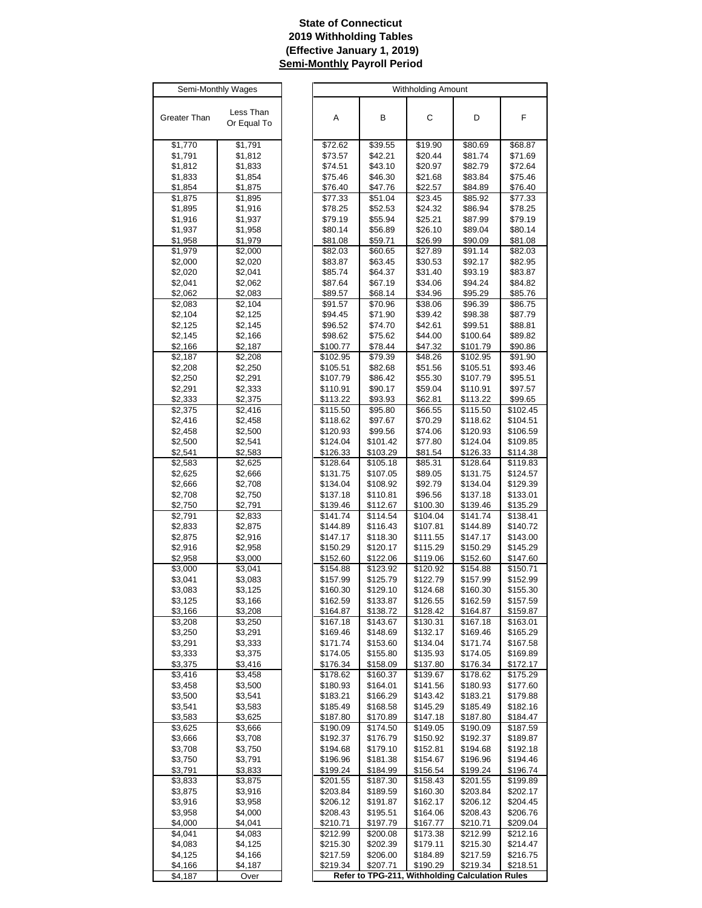**State of Connecticut**
**2019 Withholding Tables**
**(Effective January 1, 2019)**
**Semi-Monthly Payroll Period**

| Semi-Monthly Wages | | Withholding Amount | | | | |
|---|---|---|---|---|---|---|
| Greater Than | Less Than Or Equal To | A | B | C | D | F |
| $1,770 | $1,791 | $72.62 | $39.55 | $19.90 | $80.69 | $68.87 |
| $1,791 | $1,812 | $73.57 | $42.21 | $20.44 | $81.74 | $71.69 |
| $1,812 | $1,833 | $74.51 | $43.10 | $20.97 | $82.79 | $72.64 |
| $1,833 | $1,854 | $75.46 | $46.30 | $21.68 | $83.84 | $75.46 |
| $1,854 | $1,875 | $76.40 | $47.76 | $22.57 | $84.89 | $76.40 |
| $1,875 | $1,895 | $77.33 | $51.04 | $23.45 | $85.92 | $77.33 |
| $1,895 | $1,916 | $78.25 | $52.53 | $24.32 | $86.94 | $78.25 |
| $1,916 | $1,937 | $79.19 | $55.94 | $25.21 | $87.99 | $79.19 |
| $1,937 | $1,958 | $80.14 | $56.89 | $26.10 | $89.04 | $80.14 |
| $1,958 | $1,979 | $81.08 | $59.71 | $26.99 | $90.09 | $81.08 |
| $1,979 | $2,000 | $82.03 | $60.65 | $27.89 | $91.14 | $82.03 |
| $2,000 | $2,020 | $83.87 | $63.45 | $30.53 | $92.17 | $82.95 |
| $2,020 | $2,041 | $85.74 | $64.37 | $31.40 | $93.19 | $83.87 |
| $2,041 | $2,062 | $87.64 | $67.19 | $34.06 | $94.24 | $84.82 |
| $2,062 | $2,083 | $89.57 | $68.14 | $34.96 | $95.29 | $85.76 |
| $2,083 | $2,104 | $91.57 | $70.96 | $38.06 | $96.39 | $86.75 |
| $2,104 | $2,125 | $94.45 | $71.90 | $39.42 | $98.38 | $87.79 |
| $2,125 | $2,145 | $96.52 | $74.70 | $42.61 | $99.51 | $88.81 |
| $2,145 | $2,166 | $98.62 | $75.62 | $44.00 | $100.64 | $89.82 |
| $2,166 | $2,187 | $100.77 | $78.44 | $47.32 | $101.79 | $90.86 |
| $2,187 | $2,208 | $102.95 | $79.39 | $48.26 | $102.95 | $91.90 |
| $2,208 | $2,250 | $105.51 | $82.68 | $51.56 | $105.51 | $93.46 |
| $2,250 | $2,291 | $107.79 | $86.42 | $55.30 | $107.79 | $95.51 |
| $2,291 | $2,333 | $110.91 | $90.17 | $59.04 | $110.91 | $97.57 |
| $2,333 | $2,375 | $113.22 | $93.93 | $62.81 | $113.22 | $99.65 |
| $2,375 | $2,416 | $115.50 | $95.80 | $66.55 | $115.50 | $102.45 |
| $2,416 | $2,458 | $118.62 | $97.67 | $70.29 | $118.62 | $104.51 |
| $2,458 | $2,500 | $120.93 | $99.56 | $74.06 | $120.93 | $106.59 |
| $2,500 | $2,541 | $124.04 | $101.42 | $77.80 | $124.04 | $109.85 |
| $2,541 | $2,583 | $126.33 | $103.29 | $81.54 | $126.33 | $114.38 |
| $2,583 | $2,625 | $128.64 | $105.18 | $85.31 | $128.64 | $119.83 |
| $2,625 | $2,666 | $131.75 | $107.05 | $89.05 | $131.75 | $124.57 |
| $2,666 | $2,708 | $134.04 | $108.92 | $92.79 | $134.04 | $129.39 |
| $2,708 | $2,750 | $137.18 | $110.81 | $96.56 | $137.18 | $133.01 |
| $2,750 | $2,791 | $139.46 | $112.67 | $100.30 | $139.46 | $135.29 |
| $2,791 | $2,833 | $141.74 | $114.54 | $104.04 | $141.74 | $138.41 |
| $2,833 | $2,875 | $144.89 | $116.43 | $107.81 | $144.89 | $140.72 |
| $2,875 | $2,916 | $147.17 | $118.30 | $111.55 | $147.17 | $143.00 |
| $2,916 | $2,958 | $150.29 | $120.17 | $115.29 | $150.29 | $145.29 |
| $2,958 | $3,000 | $152.60 | $122.06 | $119.06 | $152.60 | $147.60 |
| $3,000 | $3,041 | $154.88 | $123.92 | $120.92 | $154.88 | $150.71 |
| $3,041 | $3,083 | $157.99 | $125.79 | $122.79 | $157.99 | $152.99 |
| $3,083 | $3,125 | $160.30 | $129.10 | $124.68 | $160.30 | $155.30 |
| $3,125 | $3,166 | $162.59 | $133.87 | $126.55 | $162.59 | $157.59 |
| $3,166 | $3,208 | $164.87 | $138.72 | $128.42 | $164.87 | $159.87 |
| $3,208 | $3,250 | $167.18 | $143.67 | $130.31 | $167.18 | $163.01 |
| $3,250 | $3,291 | $169.46 | $148.69 | $132.17 | $169.46 | $165.29 |
| $3,291 | $3,333 | $171.74 | $153.60 | $134.04 | $171.74 | $167.58 |
| $3,333 | $3,375 | $174.05 | $155.80 | $135.93 | $174.05 | $169.89 |
| $3,375 | $3,416 | $176.34 | $158.09 | $137.80 | $176.34 | $172.17 |
| $3,416 | $3,458 | $178.62 | $160.37 | $139.67 | $178.62 | $175.29 |
| $3,458 | $3,500 | $180.93 | $164.01 | $141.56 | $180.93 | $177.60 |
| $3,500 | $3,541 | $183.21 | $166.29 | $143.42 | $183.21 | $179.88 |
| $3,541 | $3,583 | $185.49 | $168.58 | $145.29 | $185.49 | $182.16 |
| $3,583 | $3,625 | $187.80 | $170.89 | $147.18 | $187.80 | $184.47 |
| $3,625 | $3,666 | $190.09 | $174.50 | $149.05 | $190.09 | $187.59 |
| $3,666 | $3,708 | $192.37 | $176.79 | $150.92 | $192.37 | $189.87 |
| $3,708 | $3,750 | $194.68 | $179.10 | $152.81 | $194.68 | $192.18 |
| $3,750 | $3,791 | $196.96 | $181.38 | $154.67 | $196.96 | $194.46 |
| $3,791 | $3,833 | $199.24 | $184.99 | $156.54 | $199.24 | $196.74 |
| $3,833 | $3,875 | $201.55 | $187.30 | $158.43 | $201.55 | $199.89 |
| $3,875 | $3,916 | $203.84 | $189.59 | $160.30 | $203.84 | $202.17 |
| $3,916 | $3,958 | $206.12 | $191.87 | $162.17 | $206.12 | $204.45 |
| $3,958 | $4,000 | $208.43 | $195.51 | $164.06 | $208.43 | $206.76 |
| $4,000 | $4,041 | $210.71 | $197.79 | $167.77 | $210.71 | $209.04 |
| $4,041 | $4,083 | $212.99 | $200.08 | $173.38 | $212.99 | $212.16 |
| $4,083 | $4,125 | $215.30 | $202.39 | $179.11 | $215.30 | $214.47 |
| $4,125 | $4,166 | $217.59 | $206.00 | $184.89 | $217.59 | $216.75 |
| $4,166 | $4,187 | $219.34 | $207.71 | $190.29 | $219.34 | $218.51 |
| $4,187 | Over | **Refer to TPG-211, Withholding Calculation Rules** | | | | |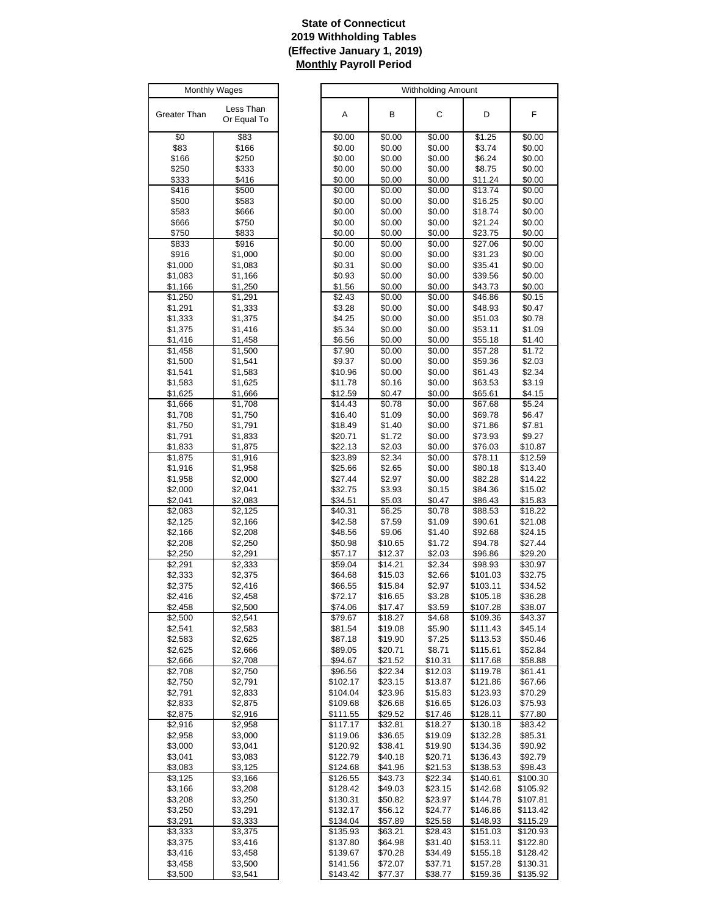**State of Connecticut**
**2019 Withholding Tables**
**(Effective January 1, 2019)**
**Monthly Payroll Period**

| Monthly Wages | | Withholding Amount | | | | |
|---|---|---|---|---|---|---|
| Greater Than | Less Than Or Equal To | A | B | C | D | F |
| $0 | $83 | $0.00 | $0.00 | $0.00 | $1.25 | $0.00 |
| $83 | $166 | $0.00 | $0.00 | $0.00 | $3.74 | $0.00 |
| $166 | $250 | $0.00 | $0.00 | $0.00 | $6.24 | $0.00 |
| $250 | $333 | $0.00 | $0.00 | $0.00 | $8.75 | $0.00 |
| $333 | $416 | $0.00 | $0.00 | $0.00 | $11.24 | $0.00 |
| $416 | $500 | $0.00 | $0.00 | $0.00 | $13.74 | $0.00 |
| $500 | $583 | $0.00 | $0.00 | $0.00 | $16.25 | $0.00 |
| $583 | $666 | $0.00 | $0.00 | $0.00 | $18.74 | $0.00 |
| $666 | $750 | $0.00 | $0.00 | $0.00 | $21.24 | $0.00 |
| $750 | $833 | $0.00 | $0.00 | $0.00 | $23.75 | $0.00 |
| $833 | $916 | $0.00 | $0.00 | $0.00 | $27.06 | $0.00 |
| $916 | $1,000 | $0.00 | $0.00 | $0.00 | $31.23 | $0.00 |
| $1,000 | $1,083 | $0.31 | $0.00 | $0.00 | $35.41 | $0.00 |
| $1,083 | $1,166 | $0.93 | $0.00 | $0.00 | $39.56 | $0.00 |
| $1,166 | $1,250 | $1.56 | $0.00 | $0.00 | $43.73 | $0.00 |
| $1,250 | $1,291 | $2.43 | $0.00 | $0.00 | $46.86 | $0.15 |
| $1,291 | $1,333 | $3.28 | $0.00 | $0.00 | $48.93 | $0.47 |
| $1,333 | $1,375 | $4.25 | $0.00 | $0.00 | $51.03 | $0.78 |
| $1,375 | $1,416 | $5.34 | $0.00 | $0.00 | $53.11 | $1.09 |
| $1,416 | $1,458 | $6.56 | $0.00 | $0.00 | $55.18 | $1.40 |
| $1,458 | $1,500 | $7.90 | $0.00 | $0.00 | $57.28 | $1.72 |
| $1,500 | $1,541 | $9.37 | $0.00 | $0.00 | $59.36 | $2.03 |
| $1,541 | $1,583 | $10.96 | $0.00 | $0.00 | $61.43 | $2.34 |
| $1,583 | $1,625 | $11.78 | $0.16 | $0.00 | $63.53 | $3.19 |
| $1,625 | $1,666 | $12.59 | $0.47 | $0.00 | $65.61 | $4.15 |
| $1,666 | $1,708 | $14.43 | $0.78 | $0.00 | $67.68 | $5.24 |
| $1,708 | $1,750 | $16.40 | $1.09 | $0.00 | $69.78 | $6.47 |
| $1,750 | $1,791 | $18.49 | $1.40 | $0.00 | $71.86 | $7.81 |
| $1,791 | $1,833 | $20.71 | $1.72 | $0.00 | $73.93 | $9.27 |
| $1,833 | $1,875 | $22.13 | $2.03 | $0.00 | $76.03 | $10.87 |
| $1,875 | $1,916 | $23.89 | $2.34 | $0.00 | $78.11 | $12.59 |
| $1,916 | $1,958 | $25.66 | $2.65 | $0.00 | $80.18 | $13.40 |
| $1,958 | $2,000 | $27.44 | $2.97 | $0.00 | $82.28 | $14.22 |
| $2,000 | $2,041 | $32.75 | $3.93 | $0.15 | $84.36 | $15.02 |
| $2,041 | $2,083 | $34.51 | $5.03 | $0.47 | $86.43 | $15.83 |
| $2,083 | $2,125 | $40.31 | $6.25 | $0.78 | $88.53 | $18.22 |
| $2,125 | $2,166 | $42.58 | $7.59 | $1.09 | $90.61 | $21.08 |
| $2,166 | $2,208 | $48.56 | $9.06 | $1.40 | $92.68 | $24.15 |
| $2,208 | $2,250 | $50.98 | $10.65 | $1.72 | $94.78 | $27.44 |
| $2,250 | $2,291 | $57.17 | $12.37 | $2.03 | $96.86 | $29.20 |
| $2,291 | $2,333 | $59.04 | $14.21 | $2.34 | $98.93 | $30.97 |
| $2,333 | $2,375 | $64.68 | $15.03 | $2.66 | $101.03 | $32.75 |
| $2,375 | $2,416 | $66.55 | $15.84 | $2.97 | $103.11 | $34.52 |
| $2,416 | $2,458 | $72.17 | $16.65 | $3.28 | $105.18 | $36.28 |
| $2,458 | $2,500 | $74.06 | $17.47 | $3.59 | $107.28 | $38.07 |
| $2,500 | $2,541 | $79.67 | $18.27 | $4.68 | $109.36 | $43.37 |
| $2,541 | $2,583 | $81.54 | $19.08 | $5.90 | $111.43 | $45.14 |
| $2,583 | $2,625 | $87.18 | $19.90 | $7.25 | $113.53 | $50.46 |
| $2,625 | $2,666 | $89.05 | $20.71 | $8.71 | $115.61 | $52.84 |
| $2,666 | $2,708 | $94.67 | $21.52 | $10.31 | $117.68 | $58.88 |
| $2,708 | $2,750 | $96.56 | $22.34 | $12.03 | $119.78 | $61.41 |
| $2,750 | $2,791 | $102.17 | $23.15 | $13.87 | $121.86 | $67.66 |
| $2,791 | $2,833 | $104.04 | $23.96 | $15.83 | $123.93 | $70.29 |
| $2,833 | $2,875 | $109.68 | $26.68 | $16.65 | $126.03 | $75.93 |
| $2,875 | $2,916 | $111.55 | $29.52 | $17.46 | $128.11 | $77.80 |
| $2,916 | $2,958 | $117.17 | $32.81 | $18.27 | $130.18 | $83.42 |
| $2,958 | $3,000 | $119.06 | $36.65 | $19.09 | $132.28 | $85.31 |
| $3,000 | $3,041 | $120.92 | $38.41 | $19.90 | $134.36 | $90.92 |
| $3,041 | $3,083 | $122.79 | $40.18 | $20.71 | $136.43 | $92.79 |
| $3,083 | $3,125 | $124.68 | $41.96 | $21.53 | $138.53 | $98.43 |
| $3,125 | $3,166 | $126.55 | $43.73 | $22.34 | $140.61 | $100.30 |
| $3,166 | $3,208 | $128.42 | $49.03 | $23.15 | $142.68 | $105.92 |
| $3,208 | $3,250 | $130.31 | $50.82 | $23.97 | $144.78 | $107.81 |
| $3,250 | $3,291 | $132.17 | $56.12 | $24.77 | $146.86 | $113.42 |
| $3,291 | $3,333 | $134.04 | $57.89 | $25.58 | $148.93 | $115.29 |
| $3,333 | $3,375 | $135.93 | $63.21 | $28.43 | $151.03 | $120.93 |
| $3,375 | $3,416 | $137.80 | $64.98 | $31.40 | $153.11 | $122.80 |
| $3,416 | $3,458 | $139.67 | $70.28 | $34.49 | $155.18 | $128.42 |
| $3,458 | $3,500 | $141.56 | $72.07 | $37.71 | $157.28 | $130.31 |
| $3,500 | $3,541 | $143.42 | $77.37 | $38.77 | $159.36 | $135.92 |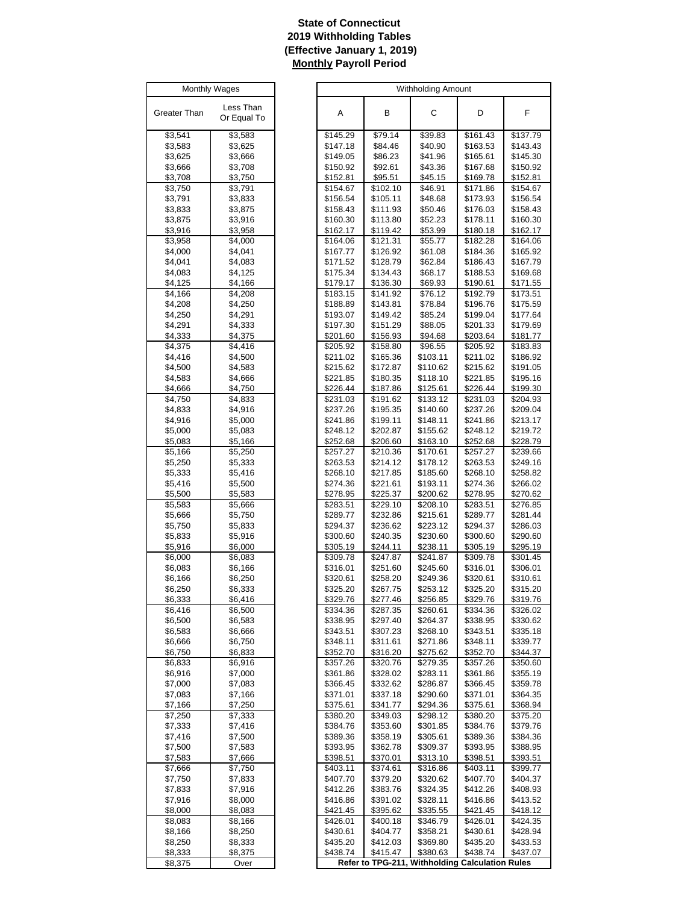**State of Connecticut**
**2019 Withholding Tables**
**(Effective January 1, 2019)**
**Monthly Payroll Period**

| Monthly Wages | | Withholding Amount | | | | |
|---|---|---|---|---|---|---|
| Greater Than | Less Than Or Equal To | A | B | C | D | F |
| $3,541 | $3,583 | $145.29 | $79.14 | $39.83 | $161.43 | $137.79 |
| $3,583 | $3,625 | $147.18 | $84.46 | $40.90 | $163.53 | $143.43 |
| $3,625 | $3,666 | $149.05 | $86.23 | $41.96 | $165.61 | $145.30 |
| $3,666 | $3,708 | $150.92 | $92.61 | $43.36 | $167.68 | $150.92 |
| $3,708 | $3,750 | $152.81 | $95.51 | $45.15 | $169.78 | $152.81 |
| $3,750 | $3,791 | $154.67 | $102.10 | $46.91 | $171.86 | $154.67 |
| $3,791 | $3,833 | $156.54 | $105.11 | $48.68 | $173.93 | $156.54 |
| $3,833 | $3,875 | $158.43 | $111.93 | $50.46 | $176.03 | $158.43 |
| $3,875 | $3,916 | $160.30 | $113.80 | $52.23 | $178.11 | $160.30 |
| $3,916 | $3,958 | $162.17 | $119.42 | $53.99 | $180.18 | $162.17 |
| $3,958 | $4,000 | $164.06 | $121.31 | $55.77 | $182.28 | $164.06 |
| $4,000 | $4,041 | $167.77 | $126.92 | $61.08 | $184.36 | $165.92 |
| $4,041 | $4,083 | $171.52 | $128.79 | $62.84 | $186.43 | $167.79 |
| $4,083 | $4,125 | $175.34 | $134.43 | $68.17 | $188.53 | $169.68 |
| $4,125 | $4,166 | $179.17 | $136.30 | $69.93 | $190.61 | $171.55 |
| $4,166 | $4,208 | $183.15 | $141.92 | $76.12 | $192.79 | $173.51 |
| $4,208 | $4,250 | $188.89 | $143.81 | $78.84 | $196.76 | $175.59 |
| $4,250 | $4,291 | $193.07 | $149.42 | $85.24 | $199.04 | $177.64 |
| $4,291 | $4,333 | $197.30 | $151.29 | $88.05 | $201.33 | $179.69 |
| $4,333 | $4,375 | $201.60 | $156.93 | $94.68 | $203.64 | $181.77 |
| $4,375 | $4,416 | $205.92 | $158.80 | $96.55 | $205.92 | $183.83 |
| $4,416 | $4,500 | $211.02 | $165.36 | $103.11 | $211.02 | $186.92 |
| $4,500 | $4,583 | $215.62 | $172.87 | $110.62 | $215.62 | $191.05 |
| $4,583 | $4,666 | $221.85 | $180.35 | $118.10 | $221.85 | $195.16 |
| $4,666 | $4,750 | $226.44 | $187.86 | $125.61 | $226.44 | $199.30 |
| $4,750 | $4,833 | $231.03 | $191.62 | $133.12 | $231.03 | $204.93 |
| $4,833 | $4,916 | $237.26 | $195.35 | $140.60 | $237.26 | $209.04 |
| $4,916 | $5,000 | $241.86 | $199.11 | $148.11 | $241.86 | $213.17 |
| $5,000 | $5,083 | $248.12 | $202.87 | $155.62 | $248.12 | $219.72 |
| $5,083 | $5,166 | $252.68 | $206.60 | $163.10 | $252.68 | $228.79 |
| $5,166 | $5,250 | $257.27 | $210.36 | $170.61 | $257.27 | $239.66 |
| $5,250 | $5,333 | $263.53 | $214.12 | $178.12 | $263.53 | $249.16 |
| $5,333 | $5,416 | $268.10 | $217.85 | $185.60 | $268.10 | $258.82 |
| $5,416 | $5,500 | $274.36 | $221.61 | $193.11 | $274.36 | $266.02 |
| $5,500 | $5,583 | $278.95 | $225.37 | $200.62 | $278.95 | $270.62 |
| $5,583 | $5,666 | $283.51 | $229.10 | $208.10 | $283.51 | $276.85 |
| $5,666 | $5,750 | $289.77 | $232.86 | $215.61 | $289.77 | $281.44 |
| $5,750 | $5,833 | $294.37 | $236.62 | $223.12 | $294.37 | $286.03 |
| $5,833 | $5,916 | $300.60 | $240.35 | $230.60 | $300.60 | $290.60 |
| $5,916 | $6,000 | $305.19 | $244.11 | $238.11 | $305.19 | $295.19 |
| $6,000 | $6,083 | $309.78 | $247.87 | $241.87 | $309.78 | $301.45 |
| $6,083 | $6,166 | $316.01 | $251.60 | $245.60 | $316.01 | $306.01 |
| $6,166 | $6,250 | $320.61 | $258.20 | $249.36 | $320.61 | $310.61 |
| $6,250 | $6,333 | $325.20 | $267.75 | $253.12 | $325.20 | $315.20 |
| $6,333 | $6,416 | $329.76 | $277.46 | $256.85 | $329.76 | $319.76 |
| $6,416 | $6,500 | $334.36 | $287.35 | $260.61 | $334.36 | $326.02 |
| $6,500 | $6,583 | $338.95 | $297.40 | $264.37 | $338.95 | $330.62 |
| $6,583 | $6,666 | $343.51 | $307.23 | $268.10 | $343.51 | $335.18 |
| $6,666 | $6,750 | $348.11 | $311.61 | $271.86 | $348.11 | $339.77 |
| $6,750 | $6,833 | $352.70 | $316.20 | $275.62 | $352.70 | $344.37 |
| $6,833 | $6,916 | $357.26 | $320.76 | $279.35 | $357.26 | $350.60 |
| $6,916 | $7,000 | $361.86 | $328.02 | $283.11 | $361.86 | $355.19 |
| $7,000 | $7,083 | $366.45 | $332.62 | $286.87 | $366.45 | $359.78 |
| $7,083 | $7,166 | $371.01 | $337.18 | $290.60 | $371.01 | $364.35 |
| $7,166 | $7,250 | $375.61 | $341.77 | $294.36 | $375.61 | $368.94 |
| $7,250 | $7,333 | $380.20 | $349.03 | $298.12 | $380.20 | $375.20 |
| $7,333 | $7,416 | $384.76 | $353.60 | $301.85 | $384.76 | $379.76 |
| $7,416 | $7,500 | $389.36 | $358.19 | $305.61 | $389.36 | $384.36 |
| $7,500 | $7,583 | $393.95 | $362.78 | $309.37 | $393.95 | $388.95 |
| $7,583 | $7,666 | $398.51 | $370.01 | $313.10 | $398.51 | $393.51 |
| $7,666 | $7,750 | $403.11 | $374.61 | $316.86 | $403.11 | $399.77 |
| $7,750 | $7,833 | $407.70 | $379.20 | $320.62 | $407.70 | $404.37 |
| $7,833 | $7,916 | $412.26 | $383.76 | $324.35 | $412.26 | $408.93 |
| $7,916 | $8,000 | $416.86 | $391.02 | $328.11 | $416.86 | $413.52 |
| $8,000 | $8,083 | $421.45 | $395.62 | $335.55 | $421.45 | $418.12 |
| $8,083 | $8,166 | $426.01 | $400.18 | $346.79 | $426.01 | $424.35 |
| $8,166 | $8,250 | $430.61 | $404.77 | $358.21 | $430.61 | $428.94 |
| $8,250 | $8,333 | $435.20 | $412.03 | $369.80 | $435.20 | $433.53 |
| $8,333 | $8,375 | $438.74 | $415.47 | $380.63 | $438.74 | $437.07 |
| $8,375 | Over | **Refer to TPG-211, Withholding Calculation Rules** | | | | |